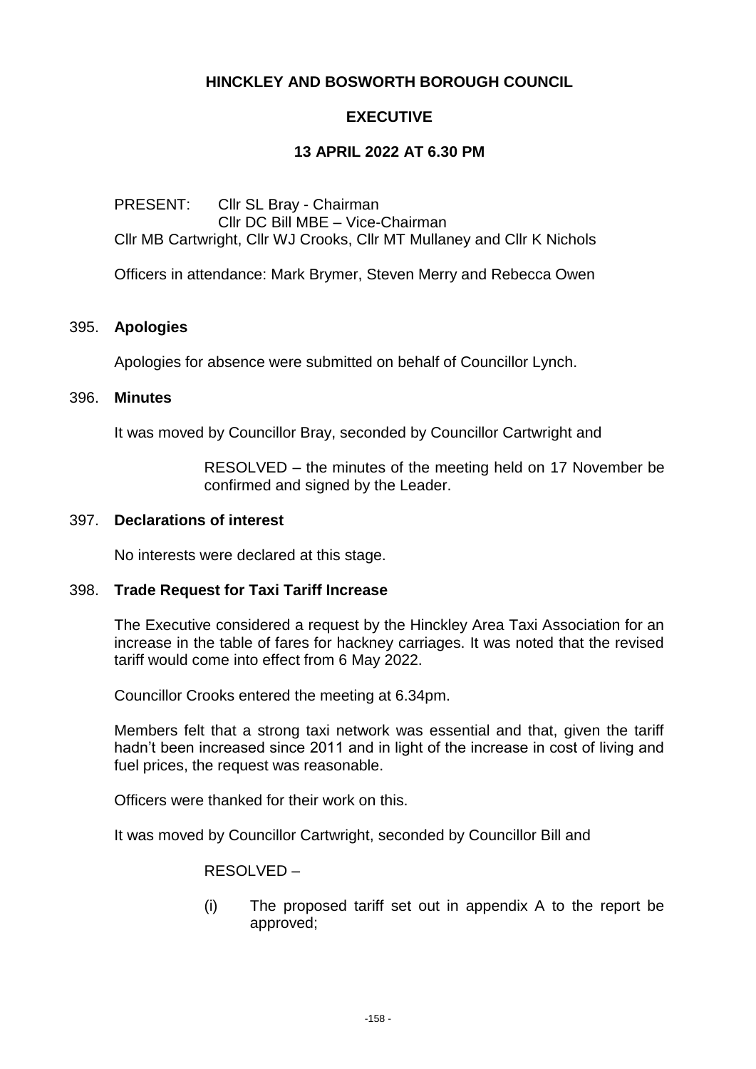# HINCKLEY AND BOSWORTH BOROUGH COUNCIL

## EXECUTIVE

### 13 APRIL 2022 AT 6.30 PM

PRESENT: Cllr SL Bray - Chairman
Cllr DC Bill MBE – Vice-Chairman
Cllr MB Cartwright, Cllr WJ Crooks, Cllr MT Mullaney and Cllr K Nichols

Officers in attendance: Mark Brymer, Steven Merry and Rebecca Owen

395. **Apologies**

Apologies for absence were submitted on behalf of Councillor Lynch.

396. **Minutes**

It was moved by Councillor Bray, seconded by Councillor Cartwright and

> RESOLVED – the minutes of the meeting held on 17 November be confirmed and signed by the Leader.

397. **Declarations of interest**

No interests were declared at this stage.

398. **Trade Request for Taxi Tariff Increase**

The Executive considered a request by the Hinckley Area Taxi Association for an increase in the table of fares for hackney carriages. It was noted that the revised tariff would come into effect from 6 May 2022.

Councillor Crooks entered the meeting at 6.34pm.

Members felt that a strong taxi network was essential and that, given the tariff hadn't been increased since 2011 and in light of the increase in cost of living and fuel prices, the request was reasonable.

Officers were thanked for their work on this.

It was moved by Councillor Cartwright, seconded by Councillor Bill and

> RESOLVED –
>
> (i) The proposed tariff set out in appendix A to the report be approved;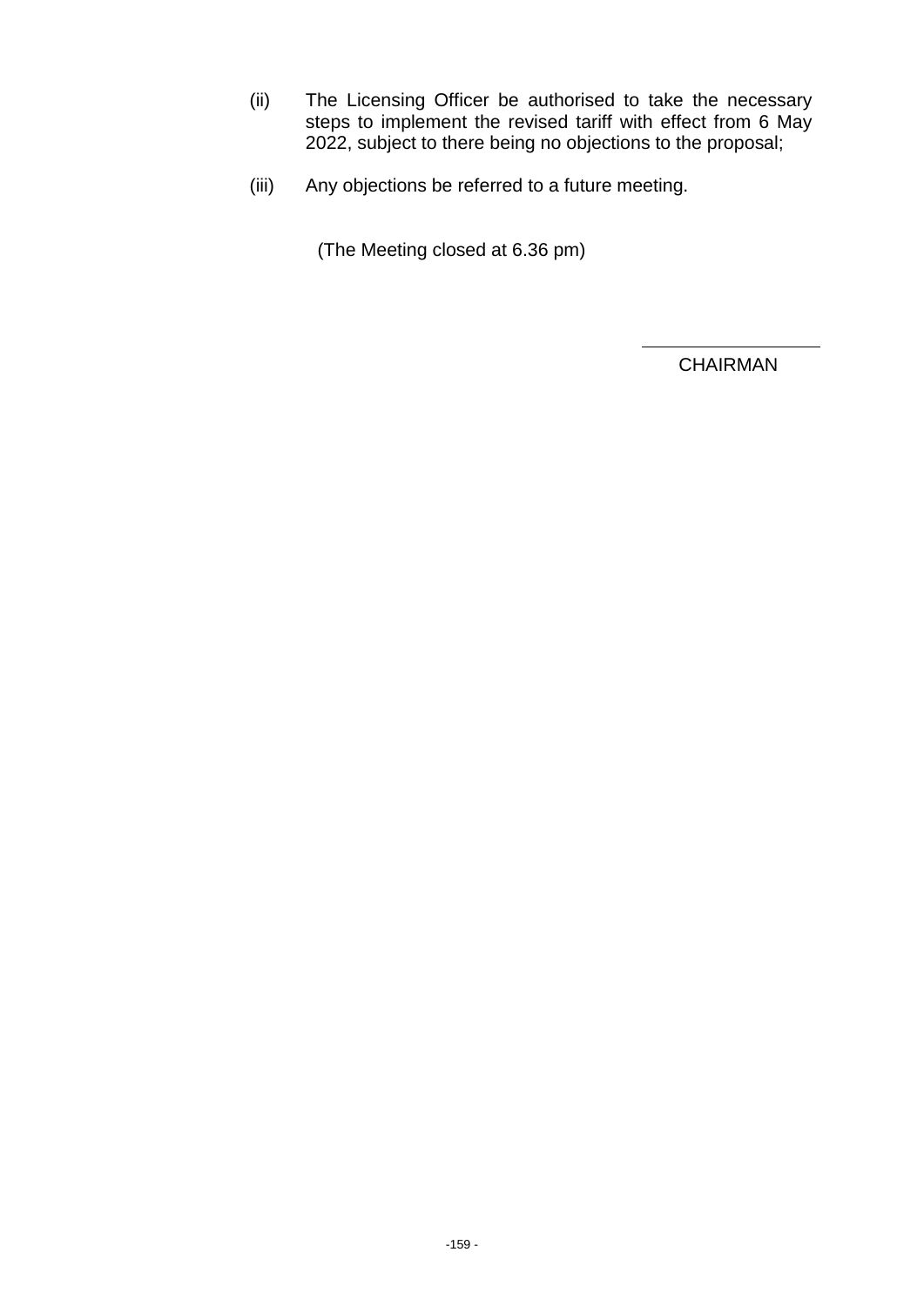(ii) The Licensing Officer be authorised to take the necessary steps to implement the revised tariff with effect from 6 May 2022, subject to there being no objections to the proposal;

(iii) Any objections be referred to a future meeting.

(The Meeting closed at 6.36 pm)

\_\_\_\_\_\_\_\_\_\_\_\_\_\_\_\_\_\_\_\_

CHAIRMAN